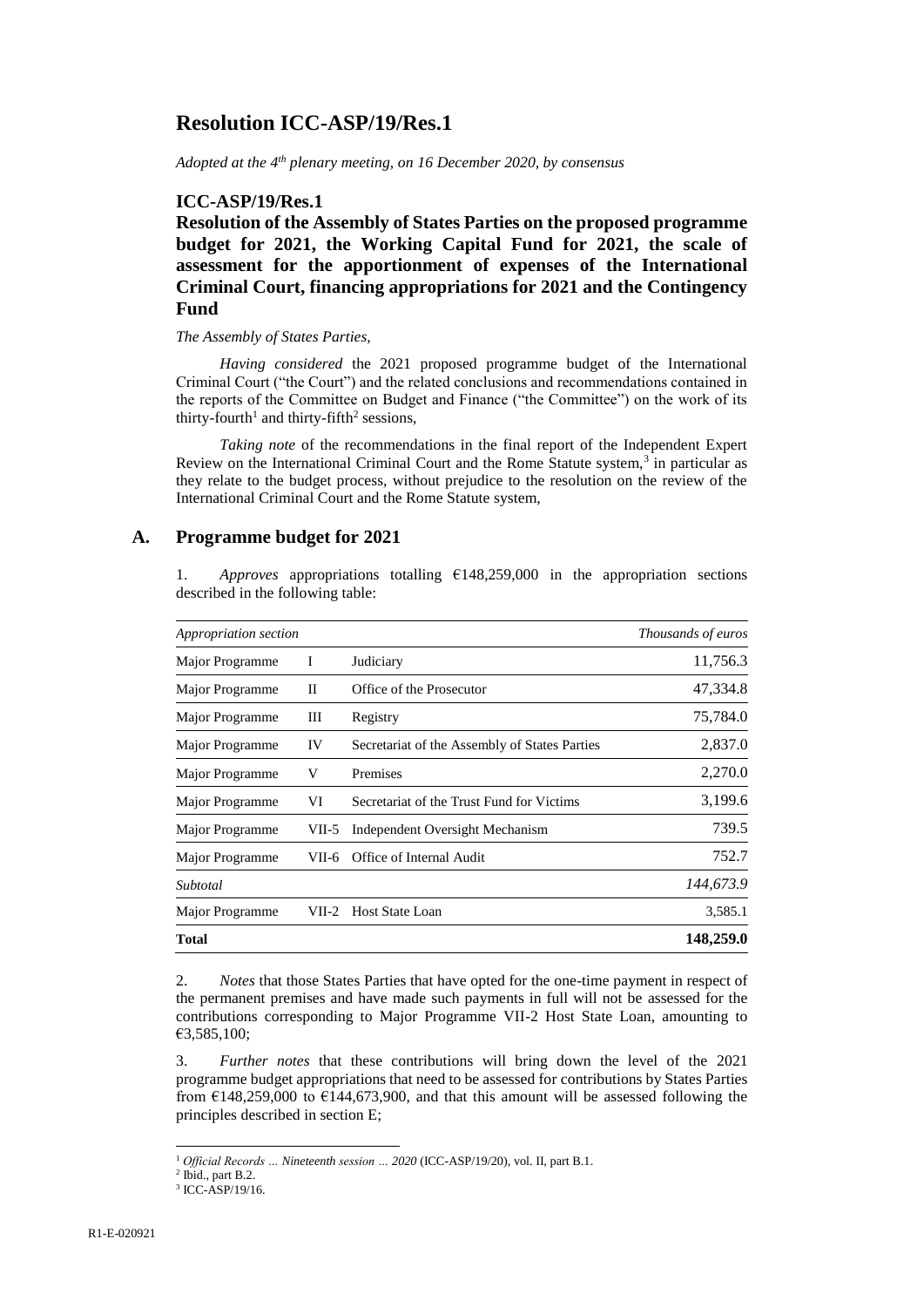# Resolution ICC-ASP/19/Res.1

*Adopted at the 4th plenary meeting, on 16 December 2020, by consensus*

## ICC-ASP/19/Res.1

## Resolution of the Assembly of States Parties on the proposed programme budget for 2021, the Working Capital Fund for 2021, the scale of assessment for the apportionment of expenses of the International Criminal Court, financing appropriations for 2021 and the Contingency Fund

*The Assembly of States Parties,*

*Having considered* the 2021 proposed programme budget of the International Criminal Court ("the Court") and the related conclusions and recommendations contained in the reports of the Committee on Budget and Finance ("the Committee") on the work of its thirty-fourth[1] and thirty-fifth[2] sessions,

*Taking note* of the recommendations in the final report of the Independent Expert Review on the International Criminal Court and the Rome Statute system,[3] in particular as they relate to the budget process, without prejudice to the resolution on the review of the International Criminal Court and the Rome Statute system,

## A. Programme budget for 2021

1. *Approves* appropriations totalling €148,259,000 in the appropriation sections described in the following table:

| *Appropriation section* | | | *Thousands of euros* |
|---|---|---|---|
| Major Programme | I | Judiciary | 11,756.3 |
| Major Programme | II | Office of the Prosecutor | 47,334.8 |
| Major Programme | III | Registry | 75,784.0 |
| Major Programme | IV | Secretariat of the Assembly of States Parties | 2,837.0 |
| Major Programme | V | Premises | 2,270.0 |
| Major Programme | VI | Secretariat of the Trust Fund for Victims | 3,199.6 |
| Major Programme | VII-5 | Independent Oversight Mechanism | 739.5 |
| Major Programme | VII-6 | Office of Internal Audit | 752.7 |
| *Subtotal* | | | *144,673.9* |
| Major Programme | VII-2 | Host State Loan | 3,585.1 |
| **Total** | | | **148,259.0** |

2. *Notes* that those States Parties that have opted for the one-time payment in respect of the permanent premises and have made such payments in full will not be assessed for the contributions corresponding to Major Programme VII-2 Host State Loan, amounting to €3,585,100;

3. *Further notes* that these contributions will bring down the level of the 2021 programme budget appropriations that need to be assessed for contributions by States Parties from €148,259,000 to €144,673,900, and that this amount will be assessed following the principles described in section E;

[1] *Official Records … Nineteenth session … 2020* (ICC-ASP/19/20), vol. II, part B.1.

[2] Ibid., part B.2.

[3] ICC-ASP/19/16.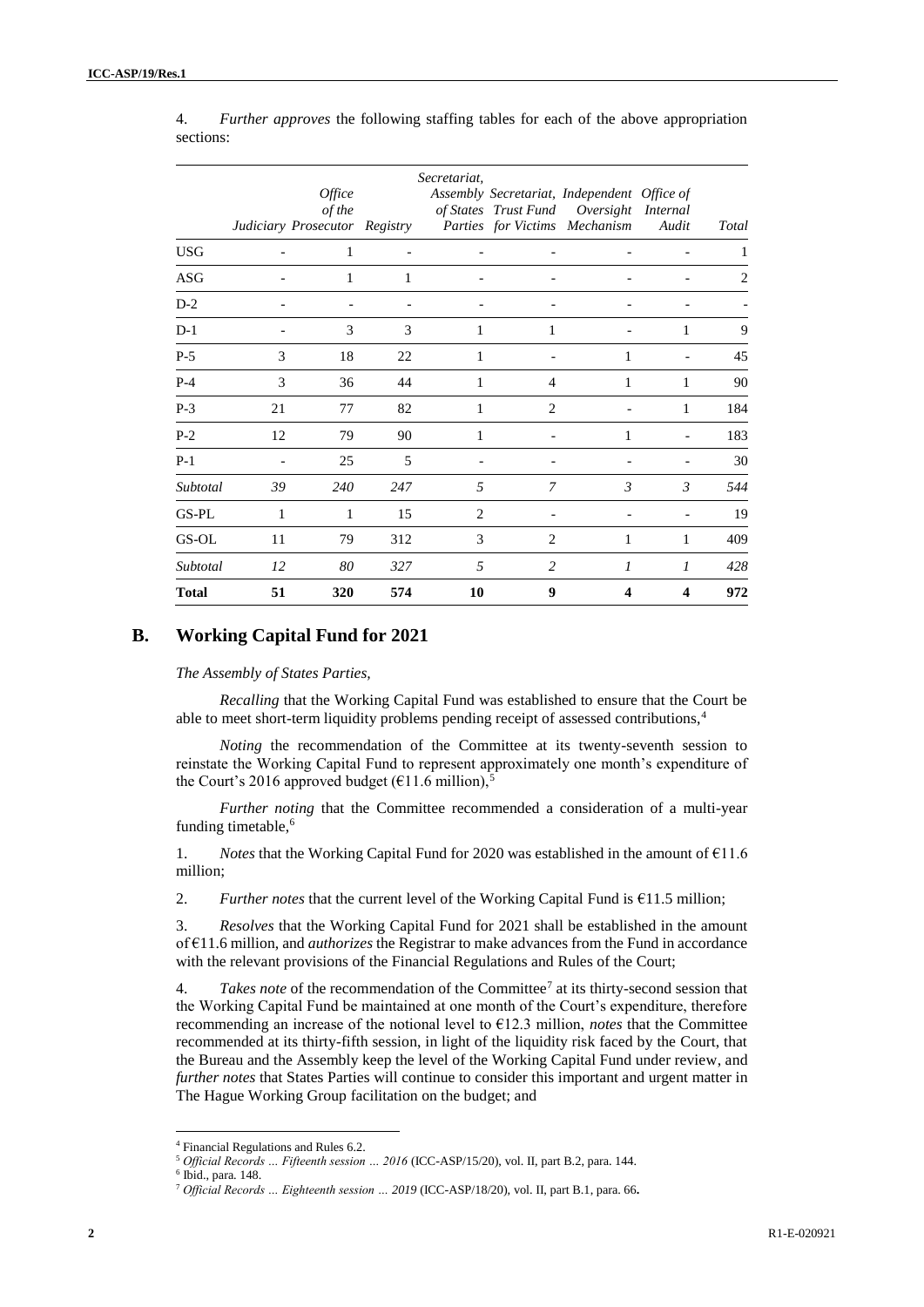4. *Further approves* the following staffing tables for each of the above appropriation sections:

| | Judiciary | Office of the Prosecutor | Registry | Secretariat, Assembly of States Parties | Secretariat, Trust Fund for Victims | Independent Oversight Mechanism | Office of Internal Audit | Total |
|---|---|---|---|---|---|---|---|---|
| USG | - | 1 | - | - | - | - | - | 1 |
| ASG | - | 1 | 1 | - | - | - | - | 2 |
| D-2 | - | - | - | - | - | - | - | - |
| D-1 | - | 3 | 3 | 1 | 1 | - | 1 | 9 |
| P-5 | 3 | 18 | 22 | 1 | - | 1 | - | 45 |
| P-4 | 3 | 36 | 44 | 1 | 4 | 1 | 1 | 90 |
| P-3 | 21 | 77 | 82 | 1 | 2 | - | 1 | 184 |
| P-2 | 12 | 79 | 90 | 1 | - | 1 | - | 183 |
| P-1 | - | 25 | 5 | - | - | - | - | 30 |
| *Subtotal* | *39* | *240* | *247* | *5* | *7* | *3* | *3* | *544* |
| GS-PL | 1 | 1 | 15 | 2 | - | - | - | 19 |
| GS-OL | 11 | 79 | 312 | 3 | 2 | 1 | 1 | 409 |
| *Subtotal* | *12* | *80* | *327* | *5* | *2* | *1* | *1* | *428* |
| **Total** | **51** | **320** | **574** | **10** | **9** | **4** | **4** | **972** |

## B. Working Capital Fund for 2021

*The Assembly of States Parties,*

*Recalling* that the Working Capital Fund was established to ensure that the Court be able to meet short-term liquidity problems pending receipt of assessed contributions,[4]

*Noting* the recommendation of the Committee at its twenty-seventh session to reinstate the Working Capital Fund to represent approximately one month's expenditure of the Court's 2016 approved budget (€11.6 million),[5]

*Further noting* that the Committee recommended a consideration of a multi-year funding timetable,[6]

1. *Notes* that the Working Capital Fund for 2020 was established in the amount of €11.6 million;

2. *Further notes* that the current level of the Working Capital Fund is €11.5 million;

3. *Resolves* that the Working Capital Fund for 2021 shall be established in the amount of €11.6 million, and *authorizes* the Registrar to make advances from the Fund in accordance with the relevant provisions of the Financial Regulations and Rules of the Court;

4. *Takes note* of the recommendation of the Committee[7] at its thirty-second session that the Working Capital Fund be maintained at one month of the Court's expenditure, therefore recommending an increase of the notional level to €12.3 million, *notes* that the Committee recommended at its thirty-fifth session, in light of the liquidity risk faced by the Court, that the Bureau and the Assembly keep the level of the Working Capital Fund under review, and *further notes* that States Parties will continue to consider this important and urgent matter in The Hague Working Group facilitation on the budget; and

---

[4] Financial Regulations and Rules 6.2.

[5] *Official Records … Fifteenth session … 2016* (ICC-ASP/15/20), vol. II, part B.2, para. 144.

[6] Ibid., para. 148.

[7] *Official Records … Eighteenth session … 2019* (ICC-ASP/18/20), vol. II, part B.1, para. 66**.**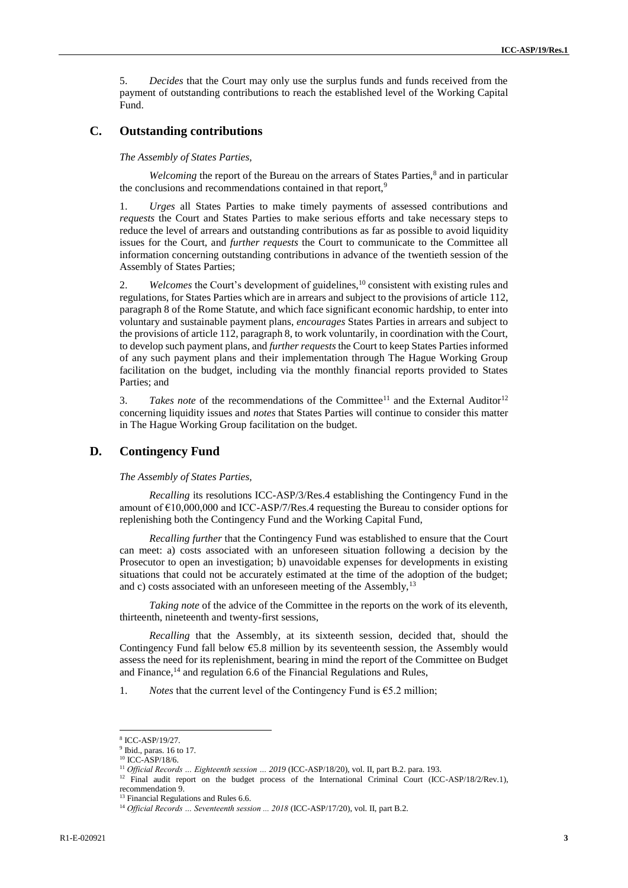5. *Decides* that the Court may only use the surplus funds and funds received from the payment of outstanding contributions to reach the established level of the Working Capital Fund.

## C. Outstanding contributions

*The Assembly of States Parties,*

*Welcoming* the report of the Bureau on the arrears of States Parties,[8] and in particular the conclusions and recommendations contained in that report,[9]

1. *Urges* all States Parties to make timely payments of assessed contributions and *requests* the Court and States Parties to make serious efforts and take necessary steps to reduce the level of arrears and outstanding contributions as far as possible to avoid liquidity issues for the Court, and *further requests* the Court to communicate to the Committee all information concerning outstanding contributions in advance of the twentieth session of the Assembly of States Parties;

2. *Welcomes* the Court's development of guidelines,[10] consistent with existing rules and regulations, for States Parties which are in arrears and subject to the provisions of article 112, paragraph 8 of the Rome Statute, and which face significant economic hardship, to enter into voluntary and sustainable payment plans, *encourages* States Parties in arrears and subject to the provisions of article 112, paragraph 8, to work voluntarily, in coordination with the Court, to develop such payment plans, and *further requests* the Court to keep States Parties informed of any such payment plans and their implementation through The Hague Working Group facilitation on the budget, including via the monthly financial reports provided to States Parties; and

3. *Takes note* of the recommendations of the Committee[11] and the External Auditor[12] concerning liquidity issues and *notes* that States Parties will continue to consider this matter in The Hague Working Group facilitation on the budget.

## D. Contingency Fund

*The Assembly of States Parties,*

*Recalling* its resolutions ICC-ASP/3/Res.4 establishing the Contingency Fund in the amount of €10,000,000 and ICC-ASP/7/Res.4 requesting the Bureau to consider options for replenishing both the Contingency Fund and the Working Capital Fund,

*Recalling further* that the Contingency Fund was established to ensure that the Court can meet: a) costs associated with an unforeseen situation following a decision by the Prosecutor to open an investigation; b) unavoidable expenses for developments in existing situations that could not be accurately estimated at the time of the adoption of the budget; and c) costs associated with an unforeseen meeting of the Assembly,[13]

*Taking note* of the advice of the Committee in the reports on the work of its eleventh, thirteenth, nineteenth and twenty-first sessions,

*Recalling* that the Assembly, at its sixteenth session, decided that, should the Contingency Fund fall below €5.8 million by its seventeenth session, the Assembly would assess the need for its replenishment, bearing in mind the report of the Committee on Budget and Finance,[14] and regulation 6.6 of the Financial Regulations and Rules,

1. *Notes* that the current level of the Contingency Fund is €5.2 million;

---

[8] ICC-ASP/19/27.

[9] Ibid., paras. 16 to 17.

[10] ICC-ASP/18/6.

[11] *Official Records … Eighteenth session … 2019* (ICC-ASP/18/20), vol. II, part B.2. para. 193.

[12] Final audit report on the budget process of the International Criminal Court (ICC-ASP/18/2/Rev.1), recommendation 9.

[13] Financial Regulations and Rules 6.6.

[14] *Official Records … Seventeenth session ... 2018* (ICC-ASP/17/20), vol. II, part B.2.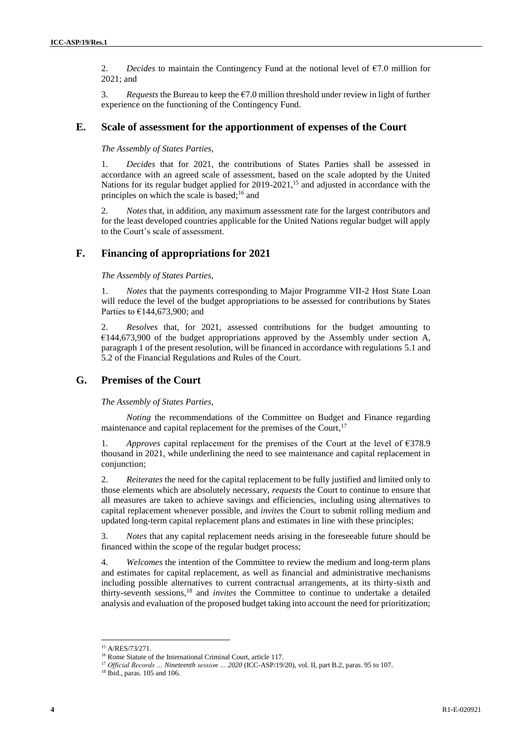2. *Decides* to maintain the Contingency Fund at the notional level of €7.0 million for 2021; and

3. *Requests* the Bureau to keep the €7.0 million threshold under review in light of further experience on the functioning of the Contingency Fund.

## E. Scale of assessment for the apportionment of expenses of the Court

*The Assembly of States Parties,*

1. *Decides* that for 2021, the contributions of States Parties shall be assessed in accordance with an agreed scale of assessment, based on the scale adopted by the United Nations for its regular budget applied for 2019-2021,[15] and adjusted in accordance with the principles on which the scale is based;[16] and

2. *Notes* that, in addition, any maximum assessment rate for the largest contributors and for the least developed countries applicable for the United Nations regular budget will apply to the Court's scale of assessment.

## F. Financing of appropriations for 2021

*The Assembly of States Parties,*

1. *Notes* that the payments corresponding to Major Programme VII-2 Host State Loan will reduce the level of the budget appropriations to be assessed for contributions by States Parties to €144,673,900; and

2. *Resolves* that, for 2021, assessed contributions for the budget amounting to €144,673,900 of the budget appropriations approved by the Assembly under section A, paragraph 1 of the present resolution, will be financed in accordance with regulations 5.1 and 5.2 of the Financial Regulations and Rules of the Court.

## G. Premises of the Court

*The Assembly of States Parties,*

*Noting* the recommendations of the Committee on Budget and Finance regarding maintenance and capital replacement for the premises of the Court,[17]

1. *Approves* capital replacement for the premises of the Court at the level of €378.9 thousand in 2021, while underlining the need to see maintenance and capital replacement in conjunction;

2. *Reiterates* the need for the capital replacement to be fully justified and limited only to those elements which are absolutely necessary, *requests* the Court to continue to ensure that all measures are taken to achieve savings and efficiencies, including using alternatives to capital replacement whenever possible, and *invites* the Court to submit rolling medium and updated long-term capital replacement plans and estimates in line with these principles;

3. *Notes* that any capital replacement needs arising in the foreseeable future should be financed within the scope of the regular budget process;

4. *Welcomes* the intention of the Committee to review the medium and long-term plans and estimates for capital replacement, as well as financial and administrative mechanisms including possible alternatives to current contractual arrangements, at its thirty-sixth and thirty-seventh sessions,[18] and *invites* the Committee to continue to undertake a detailed analysis and evaluation of the proposed budget taking into account the need for prioritization;

---

[15] A/RES/73/271.

[16] Rome Statute of the International Criminal Court, article 117.

[17] *Official Records … Nineteenth session … 2020* (ICC-ASP/19/20), vol. II, part B.2, paras. 95 to 107.

[18] Ibid., paras. 105 and 106.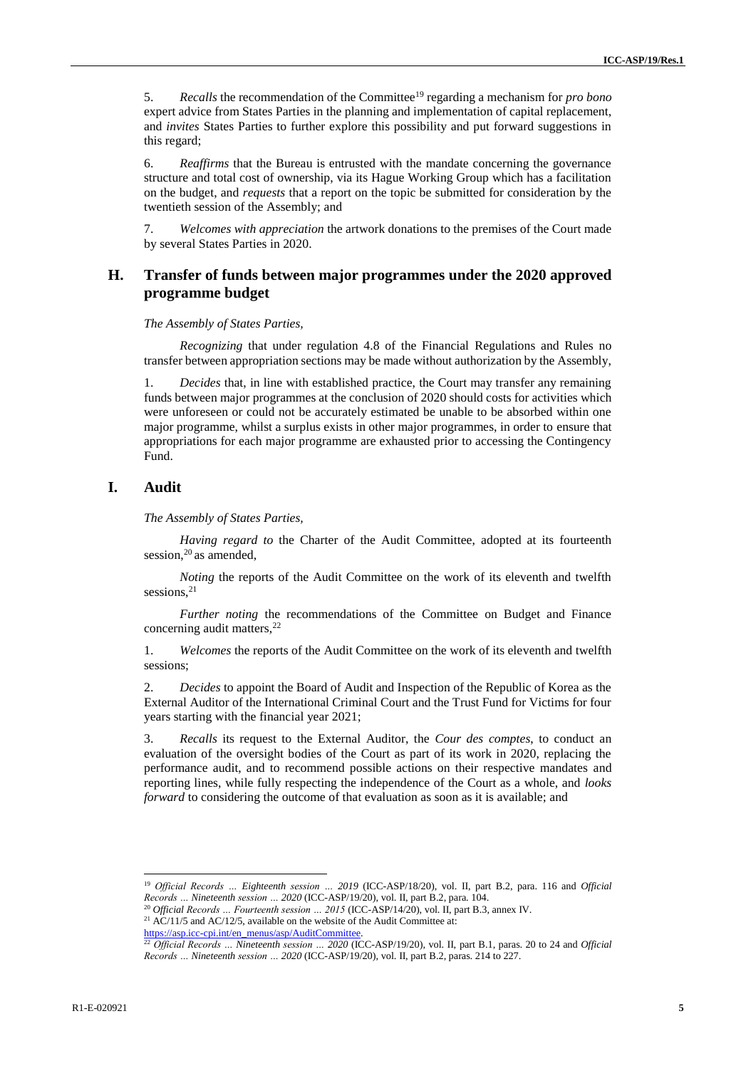5. *Recalls* the recommendation of the Committee[19] regarding a mechanism for *pro bono* expert advice from States Parties in the planning and implementation of capital replacement, and *invites* States Parties to further explore this possibility and put forward suggestions in this regard;

6. *Reaffirms* that the Bureau is entrusted with the mandate concerning the governance structure and total cost of ownership, via its Hague Working Group which has a facilitation on the budget, and *requests* that a report on the topic be submitted for consideration by the twentieth session of the Assembly; and

7. *Welcomes with appreciation* the artwork donations to the premises of the Court made by several States Parties in 2020.

## H. Transfer of funds between major programmes under the 2020 approved programme budget

*The Assembly of States Parties,*

*Recognizing* that under regulation 4.8 of the Financial Regulations and Rules no transfer between appropriation sections may be made without authorization by the Assembly,

1. *Decides* that, in line with established practice, the Court may transfer any remaining funds between major programmes at the conclusion of 2020 should costs for activities which were unforeseen or could not be accurately estimated be unable to be absorbed within one major programme, whilst a surplus exists in other major programmes, in order to ensure that appropriations for each major programme are exhausted prior to accessing the Contingency Fund.

## I. Audit

*The Assembly of States Parties,*

*Having regard to* the Charter of the Audit Committee, adopted at its fourteenth session,[20] as amended,

*Noting* the reports of the Audit Committee on the work of its eleventh and twelfth sessions,[21]

*Further noting* the recommendations of the Committee on Budget and Finance concerning audit matters,[22]

1. *Welcomes* the reports of the Audit Committee on the work of its eleventh and twelfth sessions;

2. *Decides* to appoint the Board of Audit and Inspection of the Republic of Korea as the External Auditor of the International Criminal Court and the Trust Fund for Victims for four years starting with the financial year 2021;

3. *Recalls* its request to the External Auditor, the *Cour des comptes*, to conduct an evaluation of the oversight bodies of the Court as part of its work in 2020, replacing the performance audit, and to recommend possible actions on their respective mandates and reporting lines, while fully respecting the independence of the Court as a whole, and *looks forward* to considering the outcome of that evaluation as soon as it is available; and

---

[19] *Official Records … Eighteenth session … 2019* (ICC-ASP/18/20), vol. II, part B.2, para. 116 and *Official Records … Nineteenth session … 2020* (ICC-ASP/19/20), vol. II, part B.2, para. 104.

[20] *Official Records … Fourteenth session … 2015* (ICC-ASP/14/20), vol. II, part B.3, annex IV.

[21] AC/11/5 and AC/12/5, available on the website of the Audit Committee at: https://asp.icc-cpi.int/en_menus/asp/AuditCommittee.

[22] *Official Records … Nineteenth session … 2020* (ICC-ASP/19/20), vol. II, part B.1, paras. 20 to 24 and *Official Records … Nineteenth session … 2020* (ICC-ASP/19/20), vol. II, part B.2, paras. 214 to 227.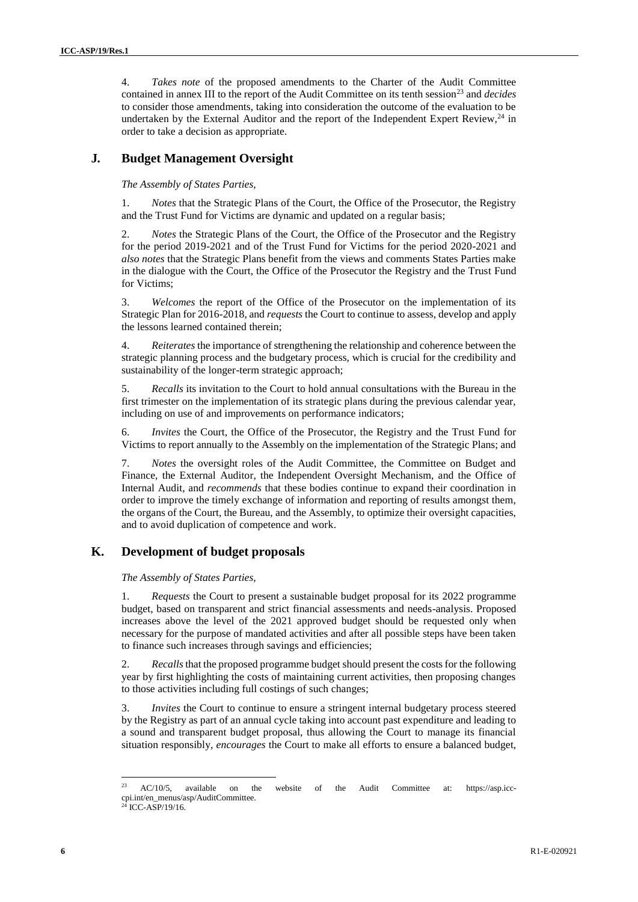4. *Takes note* of the proposed amendments to the Charter of the Audit Committee contained in annex III to the report of the Audit Committee on its tenth session[23] and *decides* to consider those amendments, taking into consideration the outcome of the evaluation to be undertaken by the External Auditor and the report of the Independent Expert Review,[24] in order to take a decision as appropriate.

## J. Budget Management Oversight

*The Assembly of States Parties,*

1. *Notes* that the Strategic Plans of the Court, the Office of the Prosecutor, the Registry and the Trust Fund for Victims are dynamic and updated on a regular basis;

2. *Notes* the Strategic Plans of the Court, the Office of the Prosecutor and the Registry for the period 2019-2021 and of the Trust Fund for Victims for the period 2020-2021 and *also notes* that the Strategic Plans benefit from the views and comments States Parties make in the dialogue with the Court, the Office of the Prosecutor the Registry and the Trust Fund for Victims;

3. *Welcomes* the report of the Office of the Prosecutor on the implementation of its Strategic Plan for 2016-2018, and *requests* the Court to continue to assess, develop and apply the lessons learned contained therein;

4. *Reiterates* the importance of strengthening the relationship and coherence between the strategic planning process and the budgetary process, which is crucial for the credibility and sustainability of the longer-term strategic approach;

5. *Recalls* its invitation to the Court to hold annual consultations with the Bureau in the first trimester on the implementation of its strategic plans during the previous calendar year, including on use of and improvements on performance indicators;

6. *Invites* the Court, the Office of the Prosecutor, the Registry and the Trust Fund for Victims to report annually to the Assembly on the implementation of the Strategic Plans; and

7. *Notes* the oversight roles of the Audit Committee, the Committee on Budget and Finance, the External Auditor, the Independent Oversight Mechanism, and the Office of Internal Audit, and *recommends* that these bodies continue to expand their coordination in order to improve the timely exchange of information and reporting of results amongst them, the organs of the Court, the Bureau, and the Assembly, to optimize their oversight capacities, and to avoid duplication of competence and work.

## K. Development of budget proposals

*The Assembly of States Parties,*

1. *Requests* the Court to present a sustainable budget proposal for its 2022 programme budget, based on transparent and strict financial assessments and needs-analysis. Proposed increases above the level of the 2021 approved budget should be requested only when necessary for the purpose of mandated activities and after all possible steps have been taken to finance such increases through savings and efficiencies;

2. *Recalls* that the proposed programme budget should present the costs for the following year by first highlighting the costs of maintaining current activities, then proposing changes to those activities including full costings of such changes;

3. *Invites* the Court to continue to ensure a stringent internal budgetary process steered by the Registry as part of an annual cycle taking into account past expenditure and leading to a sound and transparent budget proposal, thus allowing the Court to manage its financial situation responsibly, *encourages* the Court to make all efforts to ensure a balanced budget,

[23] AC/10/5, available on the website of the Audit Committee at: https://asp.icc-cpi.int/en_menus/asp/AuditCommittee.

[24] ICC-ASP/19/16.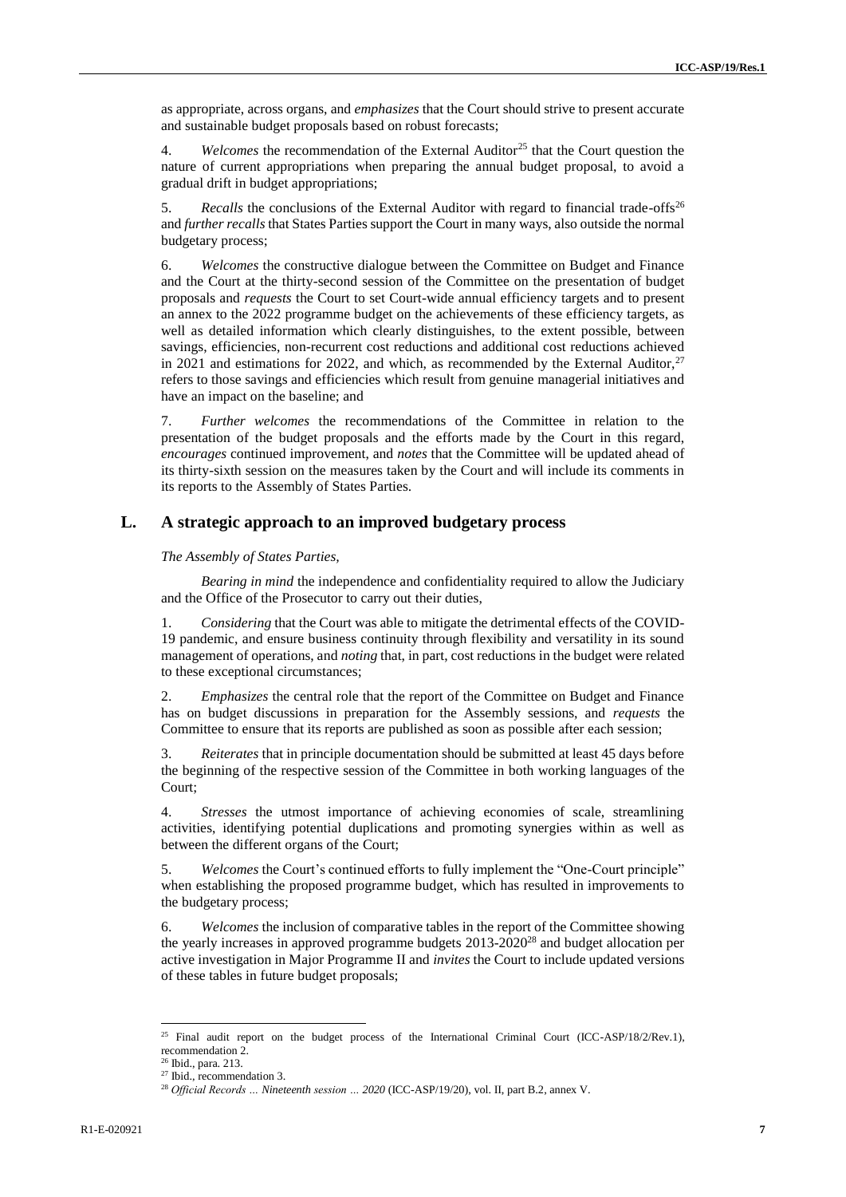as appropriate, across organs, and *emphasizes* that the Court should strive to present accurate and sustainable budget proposals based on robust forecasts;

4. *Welcomes* the recommendation of the External Auditor[25] that the Court question the nature of current appropriations when preparing the annual budget proposal, to avoid a gradual drift in budget appropriations;

5. *Recalls* the conclusions of the External Auditor with regard to financial trade-offs[26] and *further recalls* that States Parties support the Court in many ways, also outside the normal budgetary process;

6. *Welcomes* the constructive dialogue between the Committee on Budget and Finance and the Court at the thirty-second session of the Committee on the presentation of budget proposals and *requests* the Court to set Court-wide annual efficiency targets and to present an annex to the 2022 programme budget on the achievements of these efficiency targets, as well as detailed information which clearly distinguishes, to the extent possible, between savings, efficiencies, non-recurrent cost reductions and additional cost reductions achieved in 2021 and estimations for 2022, and which, as recommended by the External Auditor,[27] refers to those savings and efficiencies which result from genuine managerial initiatives and have an impact on the baseline; and

7. *Further welcomes* the recommendations of the Committee in relation to the presentation of the budget proposals and the efforts made by the Court in this regard, *encourages* continued improvement, and *notes* that the Committee will be updated ahead of its thirty-sixth session on the measures taken by the Court and will include its comments in its reports to the Assembly of States Parties.

## L. A strategic approach to an improved budgetary process

*The Assembly of States Parties,*

*Bearing in mind* the independence and confidentiality required to allow the Judiciary and the Office of the Prosecutor to carry out their duties,

1. *Considering* that the Court was able to mitigate the detrimental effects of the COVID-19 pandemic, and ensure business continuity through flexibility and versatility in its sound management of operations, and *noting* that, in part, cost reductions in the budget were related to these exceptional circumstances;

2. *Emphasizes* the central role that the report of the Committee on Budget and Finance has on budget discussions in preparation for the Assembly sessions, and *requests* the Committee to ensure that its reports are published as soon as possible after each session;

3. *Reiterates* that in principle documentation should be submitted at least 45 days before the beginning of the respective session of the Committee in both working languages of the Court;

4. *Stresses* the utmost importance of achieving economies of scale, streamlining activities, identifying potential duplications and promoting synergies within as well as between the different organs of the Court;

5. *Welcomes* the Court's continued efforts to fully implement the "One-Court principle" when establishing the proposed programme budget, which has resulted in improvements to the budgetary process;

6. *Welcomes* the inclusion of comparative tables in the report of the Committee showing the yearly increases in approved programme budgets 2013-2020[28] and budget allocation per active investigation in Major Programme II and *invites* the Court to include updated versions of these tables in future budget proposals;

---

[25] Final audit report on the budget process of the International Criminal Court (ICC-ASP/18/2/Rev.1), recommendation 2.

[26] Ibid., para. 213.

[27] Ibid., recommendation 3.

[28] *Official Records … Nineteenth session … 2020* (ICC-ASP/19/20), vol. II, part B.2, annex V.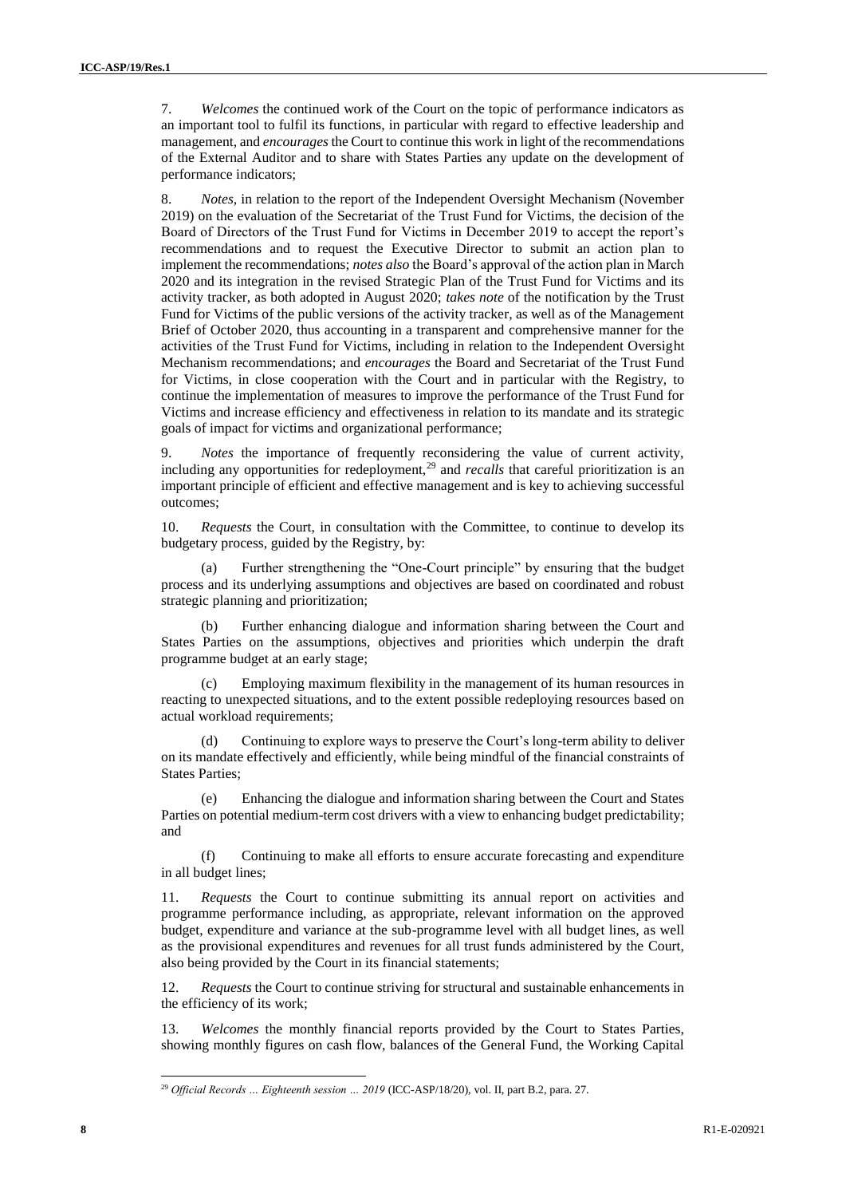7. *Welcomes* the continued work of the Court on the topic of performance indicators as an important tool to fulfil its functions, in particular with regard to effective leadership and management, and *encourages* the Court to continue this work in light of the recommendations of the External Auditor and to share with States Parties any update on the development of performance indicators;

8. *Notes*, in relation to the report of the Independent Oversight Mechanism (November 2019) on the evaluation of the Secretariat of the Trust Fund for Victims, the decision of the Board of Directors of the Trust Fund for Victims in December 2019 to accept the report's recommendations and to request the Executive Director to submit an action plan to implement the recommendations; *notes also* the Board's approval of the action plan in March 2020 and its integration in the revised Strategic Plan of the Trust Fund for Victims and its activity tracker, as both adopted in August 2020; *takes note* of the notification by the Trust Fund for Victims of the public versions of the activity tracker, as well as of the Management Brief of October 2020, thus accounting in a transparent and comprehensive manner for the activities of the Trust Fund for Victims, including in relation to the Independent Oversight Mechanism recommendations; and *encourages* the Board and Secretariat of the Trust Fund for Victims, in close cooperation with the Court and in particular with the Registry, to continue the implementation of measures to improve the performance of the Trust Fund for Victims and increase efficiency and effectiveness in relation to its mandate and its strategic goals of impact for victims and organizational performance;

9. *Notes* the importance of frequently reconsidering the value of current activity, including any opportunities for redeployment,[29] and *recalls* that careful prioritization is an important principle of efficient and effective management and is key to achieving successful outcomes;

10. *Requests* the Court, in consultation with the Committee, to continue to develop its budgetary process, guided by the Registry, by:

(a) Further strengthening the "One-Court principle" by ensuring that the budget process and its underlying assumptions and objectives are based on coordinated and robust strategic planning and prioritization;

(b) Further enhancing dialogue and information sharing between the Court and States Parties on the assumptions, objectives and priorities which underpin the draft programme budget at an early stage;

(c) Employing maximum flexibility in the management of its human resources in reacting to unexpected situations, and to the extent possible redeploying resources based on actual workload requirements;

(d) Continuing to explore ways to preserve the Court's long-term ability to deliver on its mandate effectively and efficiently, while being mindful of the financial constraints of States Parties;

(e) Enhancing the dialogue and information sharing between the Court and States Parties on potential medium-term cost drivers with a view to enhancing budget predictability; and

(f) Continuing to make all efforts to ensure accurate forecasting and expenditure in all budget lines;

11. *Requests* the Court to continue submitting its annual report on activities and programme performance including, as appropriate, relevant information on the approved budget, expenditure and variance at the sub-programme level with all budget lines, as well as the provisional expenditures and revenues for all trust funds administered by the Court, also being provided by the Court in its financial statements;

12. *Requests* the Court to continue striving for structural and sustainable enhancements in the efficiency of its work;

13. *Welcomes* the monthly financial reports provided by the Court to States Parties, showing monthly figures on cash flow, balances of the General Fund, the Working Capital

---

[29] *Official Records … Eighteenth session … 2019* (ICC-ASP/18/20), vol. II, part B.2, para. 27.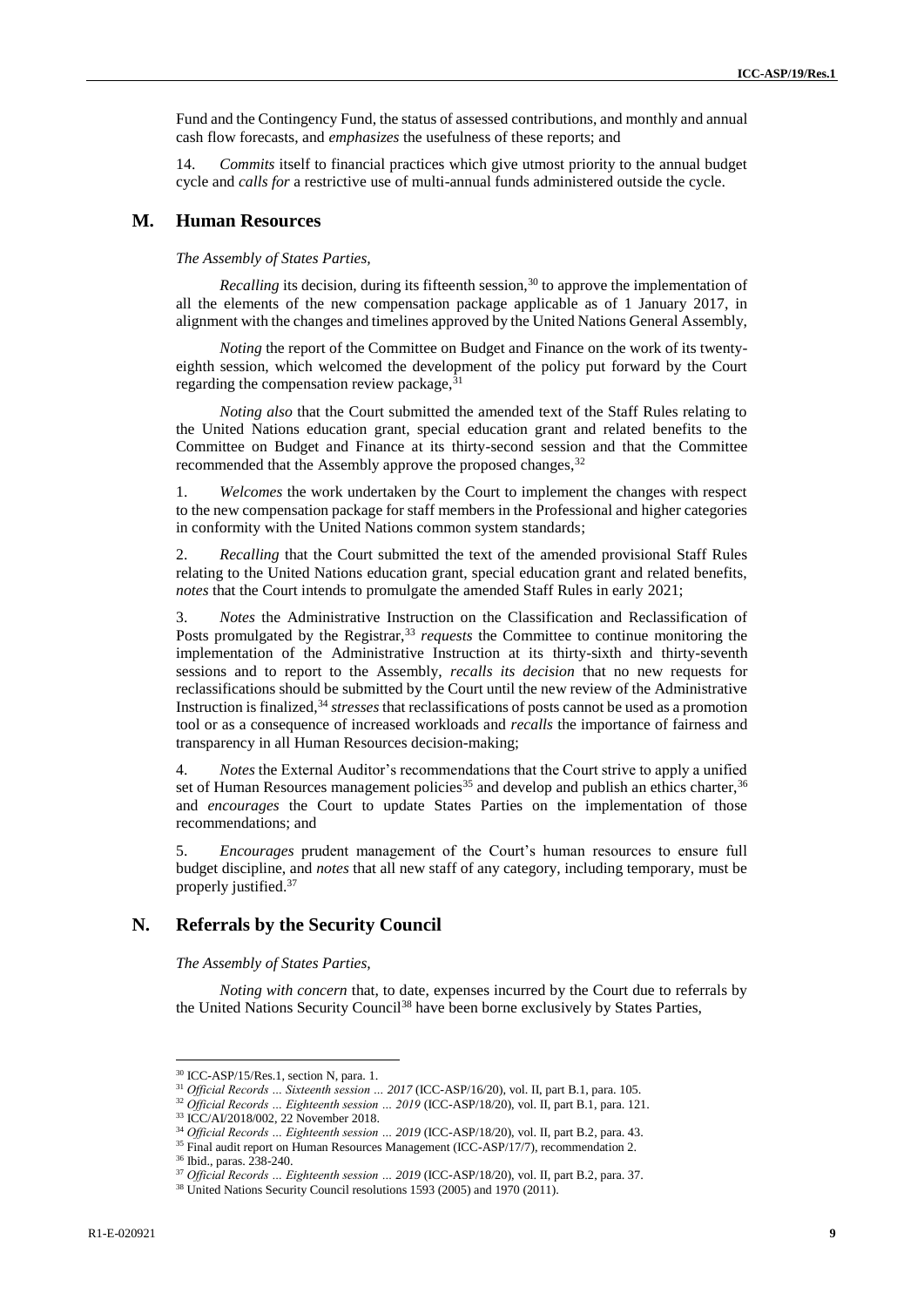Fund and the Contingency Fund, the status of assessed contributions, and monthly and annual cash flow forecasts, and *emphasizes* the usefulness of these reports; and

14. *Commits* itself to financial practices which give utmost priority to the annual budget cycle and *calls for* a restrictive use of multi-annual funds administered outside the cycle.

## M. Human Resources

*The Assembly of States Parties,*

*Recalling* its decision, during its fifteenth session,[30] to approve the implementation of all the elements of the new compensation package applicable as of 1 January 2017, in alignment with the changes and timelines approved by the United Nations General Assembly,

*Noting* the report of the Committee on Budget and Finance on the work of its twenty-eighth session, which welcomed the development of the policy put forward by the Court regarding the compensation review package,[31]

*Noting also* that the Court submitted the amended text of the Staff Rules relating to the United Nations education grant, special education grant and related benefits to the Committee on Budget and Finance at its thirty-second session and that the Committee recommended that the Assembly approve the proposed changes,[32]

1. *Welcomes* the work undertaken by the Court to implement the changes with respect to the new compensation package for staff members in the Professional and higher categories in conformity with the United Nations common system standards;

2. *Recalling* that the Court submitted the text of the amended provisional Staff Rules relating to the United Nations education grant, special education grant and related benefits, *notes* that the Court intends to promulgate the amended Staff Rules in early 2021;

3. *Notes* the Administrative Instruction on the Classification and Reclassification of Posts promulgated by the Registrar,[33] *requests* the Committee to continue monitoring the implementation of the Administrative Instruction at its thirty-sixth and thirty-seventh sessions and to report to the Assembly, *recalls its decision* that no new requests for reclassifications should be submitted by the Court until the new review of the Administrative Instruction is finalized,[34] *stresses* that reclassifications of posts cannot be used as a promotion tool or as a consequence of increased workloads and *recalls* the importance of fairness and transparency in all Human Resources decision-making;

4. *Notes* the External Auditor's recommendations that the Court strive to apply a unified set of Human Resources management policies[35] and develop and publish an ethics charter,[36] and *encourages* the Court to update States Parties on the implementation of those recommendations; and

5. *Encourages* prudent management of the Court's human resources to ensure full budget discipline, and *notes* that all new staff of any category, including temporary, must be properly justified.[37]

## N. Referrals by the Security Council

*The Assembly of States Parties,*

*Noting with concern* that, to date, expenses incurred by the Court due to referrals by the United Nations Security Council[38] have been borne exclusively by States Parties,

---

[30] ICC-ASP/15/Res.1, section N, para. 1.

[31] *Official Records … Sixteenth session … 2017* (ICC-ASP/16/20), vol. II, part B.1, para. 105.

[32] *Official Records … Eighteenth session … 2019* (ICC-ASP/18/20), vol. II, part B.1, para. 121.

[33] ICC/AI/2018/002, 22 November 2018.

[34] *Official Records … Eighteenth session … 2019* (ICC-ASP/18/20), vol. II, part B.2, para. 43.

[35] Final audit report on Human Resources Management (ICC-ASP/17/7), recommendation 2.

[36] Ibid., paras. 238-240.

[37] *Official Records … Eighteenth session … 2019* (ICC-ASP/18/20), vol. II, part B.2, para. 37.

[38] United Nations Security Council resolutions 1593 (2005) and 1970 (2011).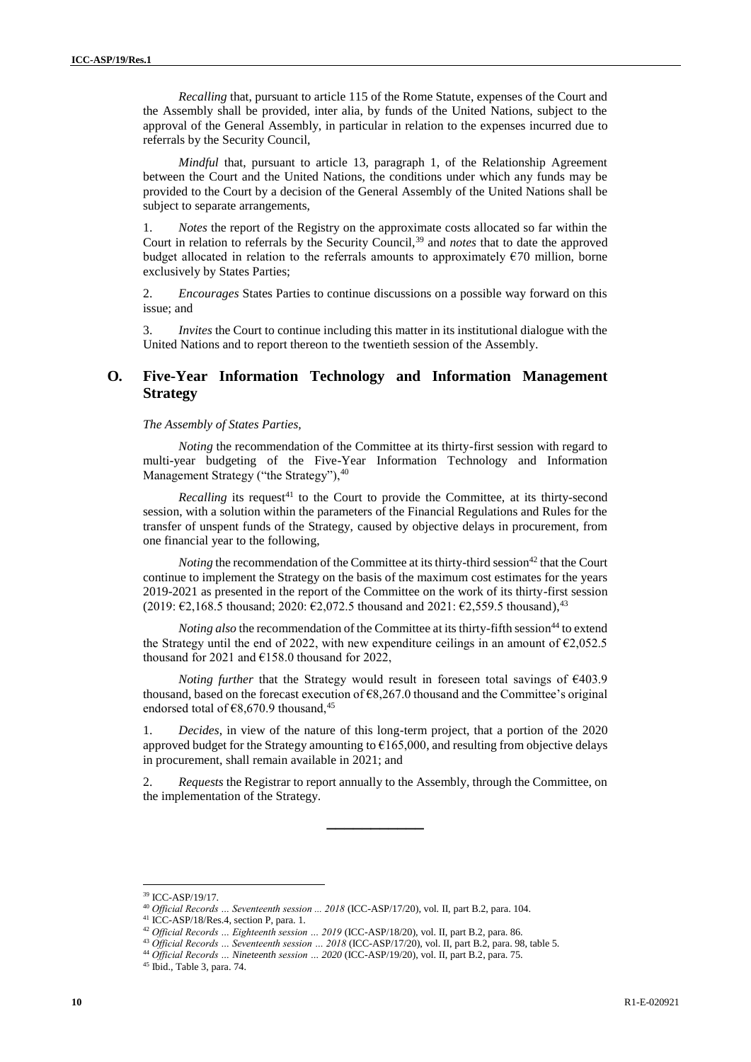*Recalling* that, pursuant to article 115 of the Rome Statute, expenses of the Court and the Assembly shall be provided, inter alia, by funds of the United Nations, subject to the approval of the General Assembly, in particular in relation to the expenses incurred due to referrals by the Security Council,

*Mindful* that, pursuant to article 13, paragraph 1, of the Relationship Agreement between the Court and the United Nations, the conditions under which any funds may be provided to the Court by a decision of the General Assembly of the United Nations shall be subject to separate arrangements,

1. *Notes* the report of the Registry on the approximate costs allocated so far within the Court in relation to referrals by the Security Council,[39] and *notes* that to date the approved budget allocated in relation to the referrals amounts to approximately €70 million, borne exclusively by States Parties;

2. *Encourages* States Parties to continue discussions on a possible way forward on this issue; and

3. *Invites* the Court to continue including this matter in its institutional dialogue with the United Nations and to report thereon to the twentieth session of the Assembly.

## O. Five-Year Information Technology and Information Management Strategy

*The Assembly of States Parties,*

*Noting* the recommendation of the Committee at its thirty-first session with regard to multi-year budgeting of the Five-Year Information Technology and Information Management Strategy ("the Strategy"),[40]

*Recalling* its request[41] to the Court to provide the Committee, at its thirty-second session, with a solution within the parameters of the Financial Regulations and Rules for the transfer of unspent funds of the Strategy, caused by objective delays in procurement, from one financial year to the following,

*Noting* the recommendation of the Committee at its thirty-third session[42] that the Court continue to implement the Strategy on the basis of the maximum cost estimates for the years 2019-2021 as presented in the report of the Committee on the work of its thirty-first session (2019: €2,168.5 thousand; 2020: €2,072.5 thousand and 2021: €2,559.5 thousand),[43]

*Noting also* the recommendation of the Committee at its thirty-fifth session[44] to extend the Strategy until the end of 2022, with new expenditure ceilings in an amount of €2,052.5 thousand for 2021 and €158.0 thousand for 2022,

*Noting further* that the Strategy would result in foreseen total savings of €403.9 thousand, based on the forecast execution of €8,267.0 thousand and the Committee's original endorsed total of €8,670.9 thousand,[45]

1. *Decides*, in view of the nature of this long-term project, that a portion of the 2020 approved budget for the Strategy amounting to €165,000, and resulting from objective delays in procurement, shall remain available in 2021; and

2. *Requests* the Registrar to report annually to the Assembly, through the Committee, on the implementation of the Strategy.

---

[39] ICC-ASP/19/17.

[40] *Official Records … Seventeenth session … 2018* (ICC-ASP/17/20), vol. II, part B.2, para. 104.

[41] ICC-ASP/18/Res.4, section P, para. 1.

[42] *Official Records … Eighteenth session … 2019* (ICC-ASP/18/20), vol. II, part B.2, para. 86.

[43] *Official Records … Seventeenth session … 2018* (ICC-ASP/17/20), vol. II, part B.2, para. 98, table 5.

[44] *Official Records … Nineteenth session … 2020* (ICC-ASP/19/20), vol. II, part B.2, para. 75.

[45] Ibid., Table 3, para. 74.